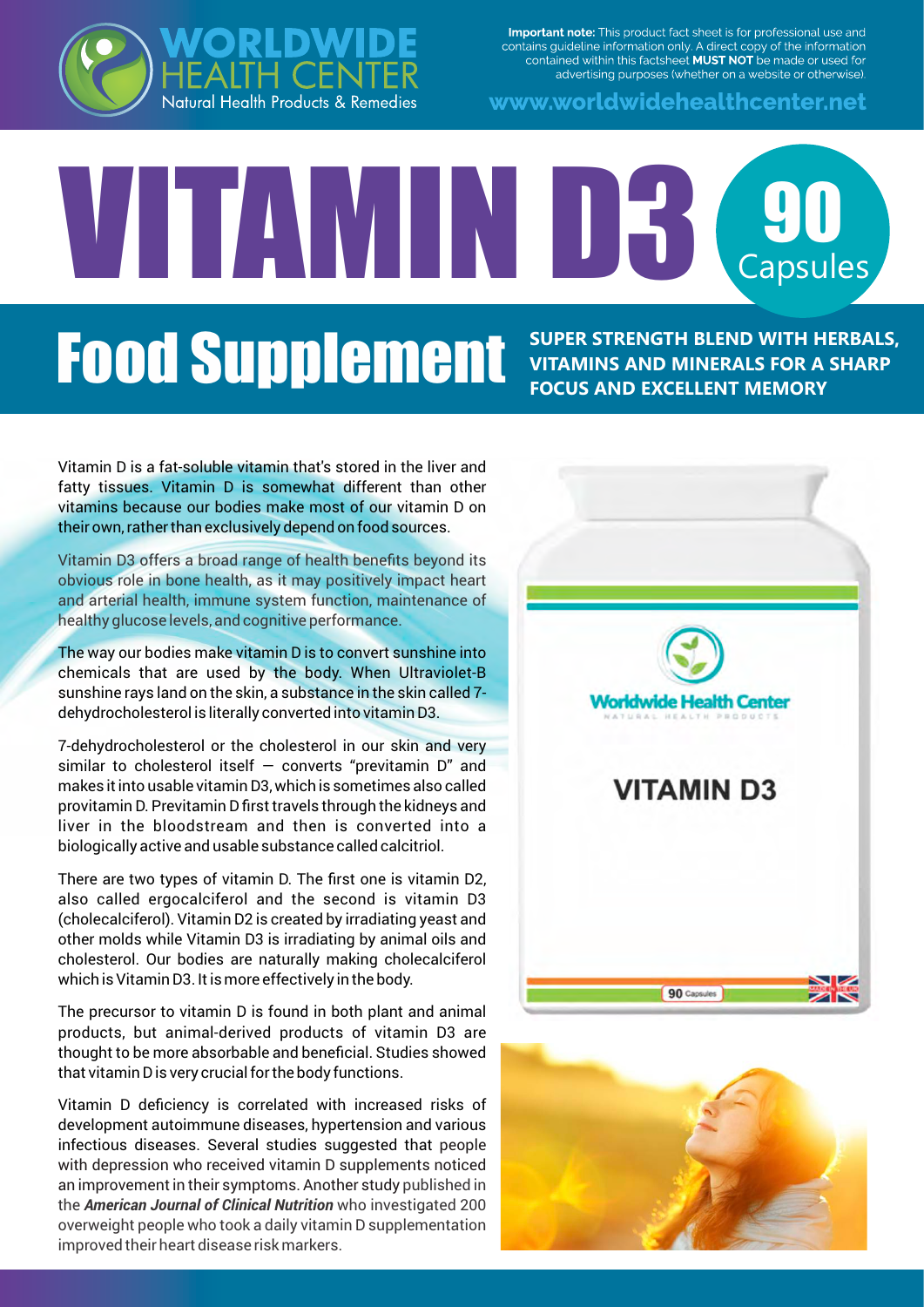**Important note:** This product fact sheet is for professional use and contains guideline information only. A direct copy of the information contained within this factsheet **MUST NOT** be made or used for advertising purposes (whether on a website or otherwise).

**www.worldwidehealthcenter.net**

# VITAMIN D3

## 90 Capsules

# Food Supplement

**SUPER STRENGTH BLEND WITH HERBALS, VITAMINS AND MINERALS FOR A SHARP FOCUS AND EXCELLENT MEMORY**

Vitamin D is a fat-soluble vitamin that's stored in the liver and fatty tissues. Vitamin D is somewhat different than other vitamins because our bodies make most of our vitamin D on their own, rather than exclusively depend on food sources.

Vitamin D3 offers a broad range of health benefits beyond its obvious role in bone health, as it may positively impact heart and arterial health, immune system function, maintenance of healthy glucose levels, and cognitive performance.

The way our bodies make vitamin D is to convert sunshine into chemicals that are used by the body. When Ultraviolet-B sunshine rays land on the skin, a substance in the skin called 7-dehydrocholesterol is literally converted into vitamin D3.

7-dehydrocholesterol or the cholesterol in our skin and very similar to cholesterol itself — converts "previtamin D" and makes it into usable vitamin D3, which is sometimes also called provitamin D. Previtamin D first travels through the kidneys and liver in the bloodstream and then is converted into a biologically active and usable substance called calcitriol.

There are two types of vitamin D. The first one is vitamin D2, also called ergocalciferol and the second is vitamin D3 (cholecalciferol). Vitamin D2 is created by irradiating yeast and other molds while Vitamin D3 is irradiating by animal oils and cholesterol. Our bodies are naturally making cholecalciferol which is Vitamin D3. It is more effectively in the body.

The precursor to vitamin D is found in both plant and animal products, but animal-derived products of vitamin D3 are thought to be more absorbable and beneficial. Studies showed that vitamin D is very crucial for the body functions.

Vitamin D deficiency is correlated with increased risks of development autoimmune diseases, hypertension and various infectious diseases. Several studies suggested that people with depression who received vitamin D supplements noticed an improvement in their symptoms. Another study published in the ***American Journal of Clinical Nutrition*** who investigated 200 overweight people who took a daily vitamin D supplementation improved their heart disease risk markers.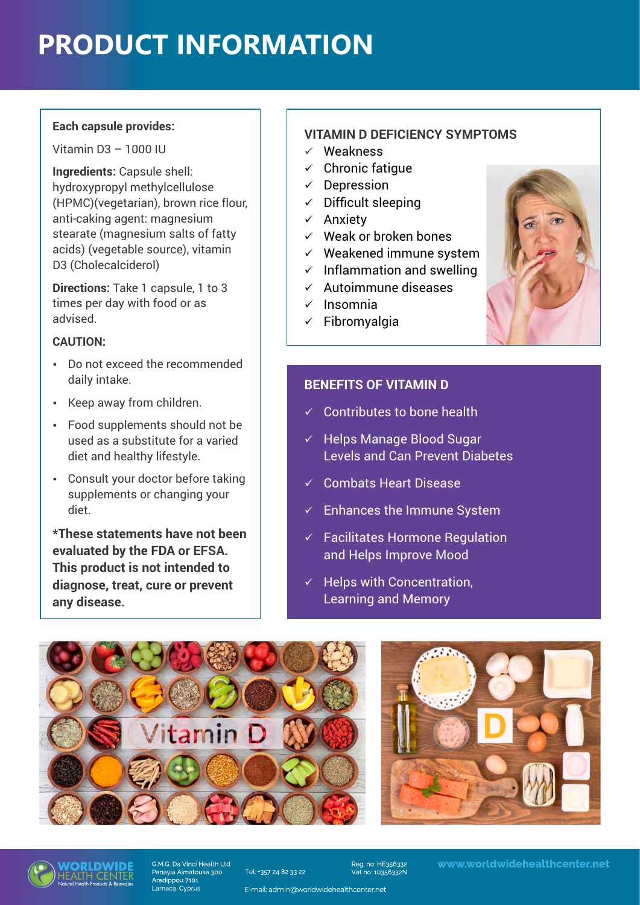# PRODUCT INFORMATION

**Each capsule provides:**

Vitamin D3 – 1000 IU

**Ingredients:** Capsule shell: hydroxypropyl methylcellulose (HPMC)(vegetarian), brown rice flour, anti-caking agent: magnesium stearate (magnesium salts of fatty acids) (vegetable source), vitamin D3 (Cholecalciderol)

**Directions:** Take 1 capsule, 1 to 3 times per day with food or as advised.

**CAUTION:**

- Do not exceed the recommended daily intake.
- Keep away from children.
- Food supplements should not be used as a substitute for a varied diet and healthy lifestyle.
- Consult your doctor before taking supplements or changing your diet.

**\*These statements have not been evaluated by the FDA or EFSA. This product is not intended to diagnose, treat, cure or prevent any disease.**

## VITAMIN D DEFICIENCY SYMPTOMS

- ✓ Weakness
- ✓ Chronic fatigue
- ✓ Depression
- ✓ Difficult sleeping
- ✓ Anxiety
- ✓ Weak or broken bones
- ✓ Weakened immune system
- ✓ Inflammation and swelling
- ✓ Autoimmune diseases
- ✓ Insomnia
- ✓ Fibromyalgia

## BENEFITS OF VITAMIN D

- ✓ Contributes to bone health
- ✓ Helps Manage Blood Sugar Levels and Can Prevent Diabetes
- ✓ Combats Heart Disease
- ✓ Enhances the Immune System
- ✓ Facilitates Hormone Regulation and Helps Improve Mood
- ✓ Helps with Concentration, Learning and Memory

WORLDWIDE HEALTH CENTER
Natural Health Products & Remedies

G.M.G. Da Vinci Health Ltd
Panayia Aimatousa 300
Aradippou 7101
Larnaca, Cyprus

Tel: +357 24 82 33 22

E-mail: admin@worldwidehealthcenter.net

Reg. no: HE356332
Vat no: 10356332N

www.worldwidehealthcenter.net